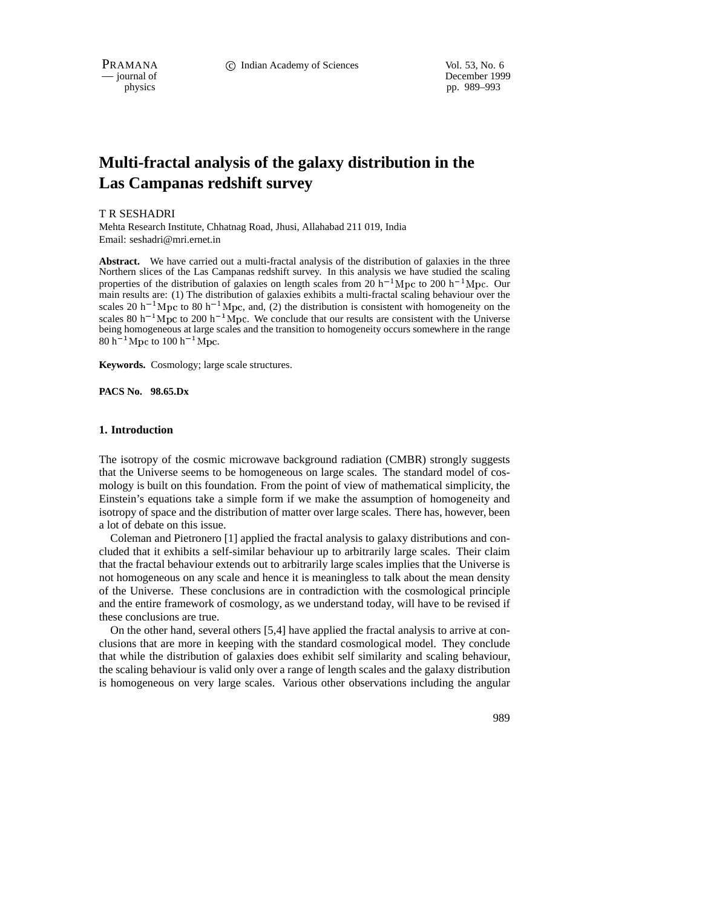# Multi-fractal analysis of the galaxy distribution in the Las Campanas redshift survey

T R SESHADRI

Mehta Research Institute, Chhatnag Road, Jhusi, Allahabad 211 019, India
Email: seshadri@mri.ernet.in

**Abstract.** We have carried out a multi-fractal analysis of the distribution of galaxies in the three Northern slices of the Las Campanas redshift survey. In this analysis we have studied the scaling properties of the distribution of galaxies on length scales from 20 $h^{-1}$Mpc to 200 $h^{-1}$Mpc. Our main results are: (1) The distribution of galaxies exhibits a multi-fractal scaling behaviour over the scales 20 $h^{-1}$Mpc to 80 $h^{-1}$Mpc, and, (2) the distribution is consistent with homogeneity on the scales 80 $h^{-1}$Mpc to 200 $h^{-1}$Mpc. We conclude that our results are consistent with the Universe being homogeneous at large scales and the transition to homogeneity occurs somewhere in the range 80 $h^{-1}$Mpc to 100 $h^{-1}$Mpc.

**Keywords.** Cosmology; large scale structures.

**PACS No. 98.65.Dx**

## 1. Introduction

The isotropy of the cosmic microwave background radiation (CMBR) strongly suggests that the Universe seems to be homogeneous on large scales. The standard model of cosmology is built on this foundation. From the point of view of mathematical simplicity, the Einstein's equations take a simple form if we make the assumption of homogeneity and isotropy of space and the distribution of matter over large scales. There has, however, been a lot of debate on this issue.

Coleman and Pietronero [1] applied the fractal analysis to galaxy distributions and concluded that it exhibits a self-similar behaviour up to arbitrarily large scales. Their claim that the fractal behaviour extends out to arbitrarily large scales implies that the Universe is not homogeneous on any scale and hence it is meaningless to talk about the mean density of the Universe. These conclusions are in contradiction with the cosmological principle and the entire framework of cosmology, as we understand today, will have to be revised if these conclusions are true.

On the other hand, several others [5,4] have applied the fractal analysis to arrive at conclusions that are more in keeping with the standard cosmological model. They conclude that while the distribution of galaxies does exhibit self similarity and scaling behaviour, the scaling behaviour is valid only over a range of length scales and the galaxy distribution is homogeneous on very large scales. Various other observations including the angular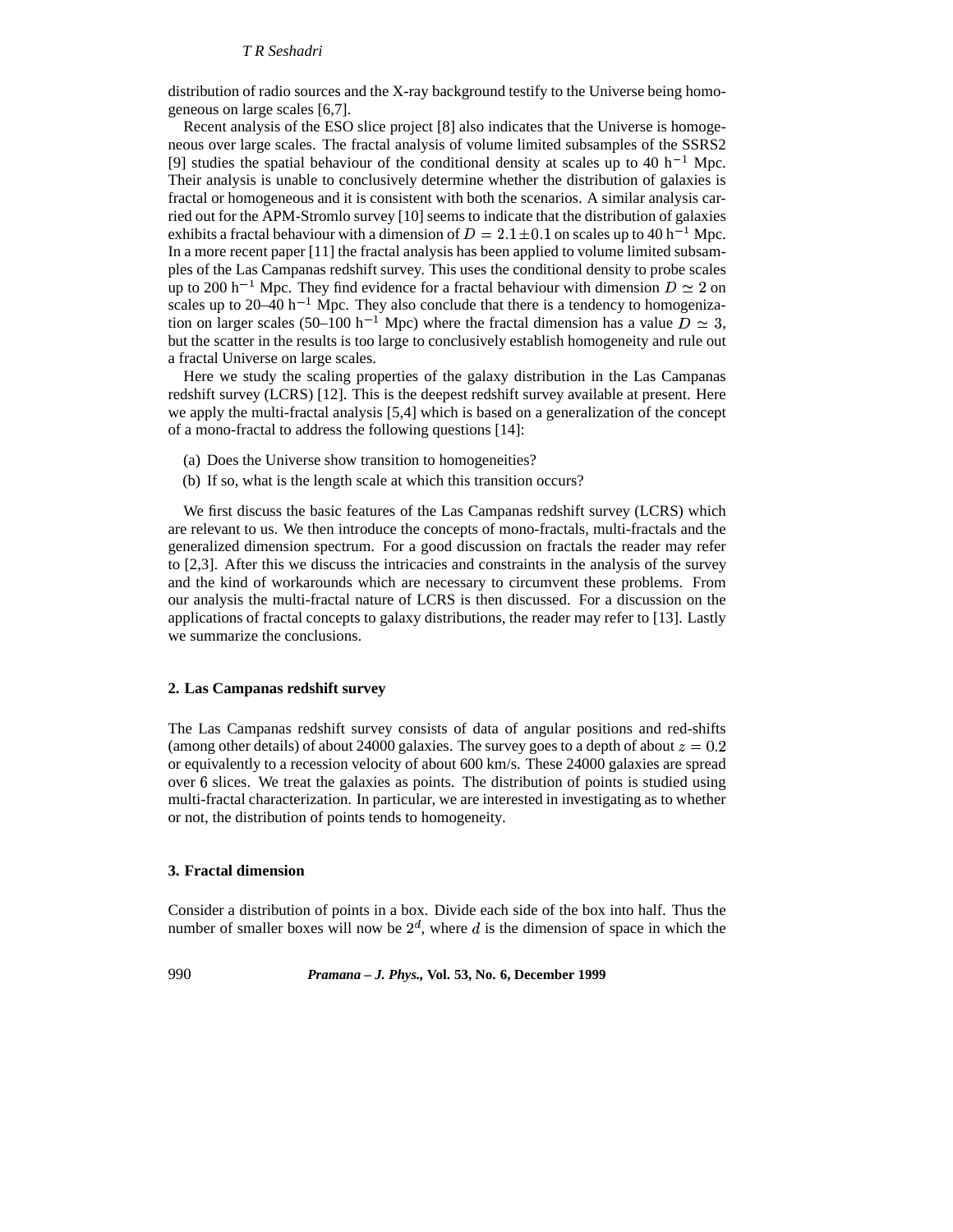distribution of radio sources and the X-ray background testify to the Universe being homogeneous on large scales [6,7].

Recent analysis of the ESO slice project [8] also indicates that the Universe is homogeneous over large scales. The fractal analysis of volume limited subsamples of the SSRS2 [9] studies the spatial behaviour of the conditional density at scales up to 40 $h^{-1}$ Mpc. Their analysis is unable to conclusively determine whether the distribution of galaxies is fractal or homogeneous and it is consistent with both the scenarios. A similar analysis carried out for the APM-Stromlo survey [10] seems to indicate that the distribution of galaxies exhibits a fractal behaviour with a dimension of $D = 2.1 \pm 0.1$ on scales up to 40 $h^{-1}$ Mpc. In a more recent paper [11] the fractal analysis has been applied to volume limited subsamples of the Las Campanas redshift survey. This uses the conditional density to probe scales up to 200 $h^{-1}$ Mpc. They find evidence for a fractal behaviour with dimension $D \simeq 2$ on scales up to 20–40 $h^{-1}$ Mpc. They also conclude that there is a tendency to homogenization on larger scales (50–100 $h^{-1}$ Mpc) where the fractal dimension has a value $D \simeq 3$, but the scatter in the results is too large to conclusively establish homogeneity and rule out a fractal Universe on large scales.

Here we study the scaling properties of the galaxy distribution in the Las Campanas redshift survey (LCRS) [12]. This is the deepest redshift survey available at present. Here we apply the multi-fractal analysis [5,4] which is based on a generalization of the concept of a mono-fractal to address the following questions [14]:

(a) Does the Universe show transition to homogeneities?

(b) If so, what is the length scale at which this transition occurs?

We first discuss the basic features of the Las Campanas redshift survey (LCRS) which are relevant to us. We then introduce the concepts of mono-fractals, multi-fractals and the generalized dimension spectrum. For a good discussion on fractals the reader may refer to [2,3]. After this we discuss the intricacies and constraints in the analysis of the survey and the kind of workarounds which are necessary to circumvent these problems. From our analysis the multi-fractal nature of LCRS is then discussed. For a discussion on the applications of fractal concepts to galaxy distributions, the reader may refer to [13]. Lastly we summarize the conclusions.

## 2. Las Campanas redshift survey

The Las Campanas redshift survey consists of data of angular positions and red-shifts (among other details) of about 24000 galaxies. The survey goes to a depth of about $z = 0.2$ or equivalently to a recession velocity of about 600 km/s. These 24000 galaxies are spread over 6 slices. We treat the galaxies as points. The distribution of points is studied using multi-fractal characterization. In particular, we are interested in investigating as to whether or not, the distribution of points tends to homogeneity.

## 3. Fractal dimension

Consider a distribution of points in a box. Divide each side of the box into half. Thus the number of smaller boxes will now be $2^d$, where $d$ is the dimension of space in which the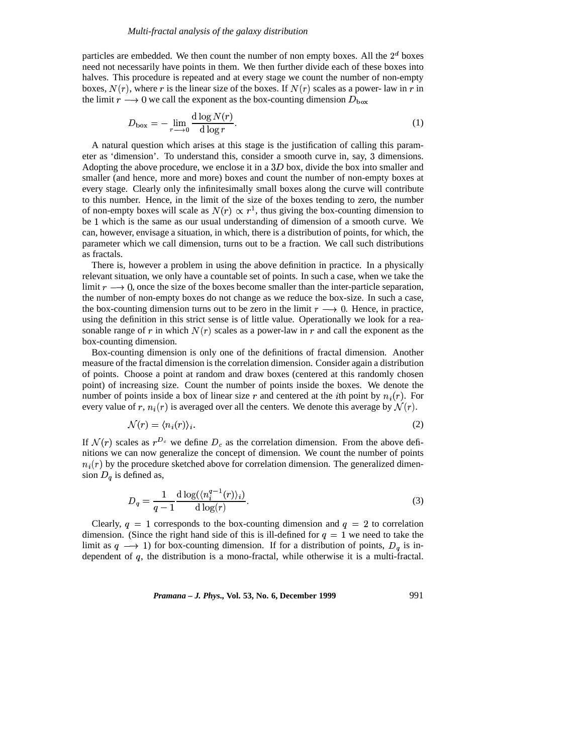particles are embedded. We then count the number of non empty boxes. All the $2^d$ boxes need not necessarily have points in them. We then further divide each of these boxes into halves. This procedure is repeated and at every stage we count the number of non-empty boxes, $N(r)$, where $r$ is the linear size of the boxes. If $N(r)$ scales as a power- law in $r$ in the limit $r \longrightarrow 0$ we call the exponent as the box-counting dimension $D_{\rm box}$

$$D_{\rm box} = -\lim_{r \longrightarrow 0} \frac{{\rm d} \log N(r)}{{\rm d} \log r}. \tag{1}$$

A natural question which arises at this stage is the justification of calling this parameter as 'dimension'. To understand this, consider a smooth curve in, say, 3 dimensions. Adopting the above procedure, we enclose it in a $3D$ box, divide the box into smaller and smaller (and hence, more and more) boxes and count the number of non-empty boxes at every stage. Clearly only the infinitesimally small boxes along the curve will contribute to this number. Hence, in the limit of the size of the boxes tending to zero, the number of non-empty boxes will scale as $N(r) \propto r^1$, thus giving the box-counting dimension to be 1 which is the same as our usual understanding of dimension of a smooth curve. We can, however, envisage a situation, in which, there is a distribution of points, for which, the parameter which we call dimension, turns out to be a fraction. We call such distributions as fractals.

There is, however a problem in using the above definition in practice. In a physically relevant situation, we only have a countable set of points. In such a case, when we take the limit $r \longrightarrow 0$, once the size of the boxes become smaller than the inter-particle separation, the number of non-empty boxes do not change as we reduce the box-size. In such a case, the box-counting dimension turns out to be zero in the limit $r \longrightarrow 0$. Hence, in practice, using the definition in this strict sense is of little value. Operationally we look for a reasonable range of $r$ in which $N(r)$ scales as a power-law in $r$ and call the exponent as the box-counting dimension.

Box-counting dimension is only one of the definitions of fractal dimension. Another measure of the fractal dimension is the correlation dimension. Consider again a distribution of points. Choose a point at random and draw boxes (centered at this randomly chosen point) of increasing size. Count the number of points inside the boxes. We denote the number of points inside a box of linear size $r$ and centered at the $i$th point by $n_i(r)$. For every value of $r$, $n_i(r)$ is averaged over all the centers. We denote this average by $\mathcal{N}(r)$.

$$\mathcal{N}(r) = \langle n_i(r) \rangle_i. \tag{2}$$

If $\mathcal{N}(r)$ scales as $r^{D_c}$ we define $D_c$ as the correlation dimension. From the above definitions we can now generalize the concept of dimension. We count the number of points $n_i(r)$ by the procedure sketched above for correlation dimension. The generalized dimension $D_q$ is defined as,

$$D_q = \frac{1}{q-1} \frac{{\rm d} \log(\langle n_i^{q-1}(r) \rangle_i)}{{\rm d} \log(r)}. \tag{3}$$

Clearly, $q = 1$ corresponds to the box-counting dimension and $q = 2$ to correlation dimension. (Since the right hand side of this is ill-defined for $q = 1$ we need to take the limit as $q \longrightarrow 1$) for box-counting dimension. If for a distribution of points, $D_q$ is independent of $q$, the distribution is a mono-fractal, while otherwise it is a multi-fractal.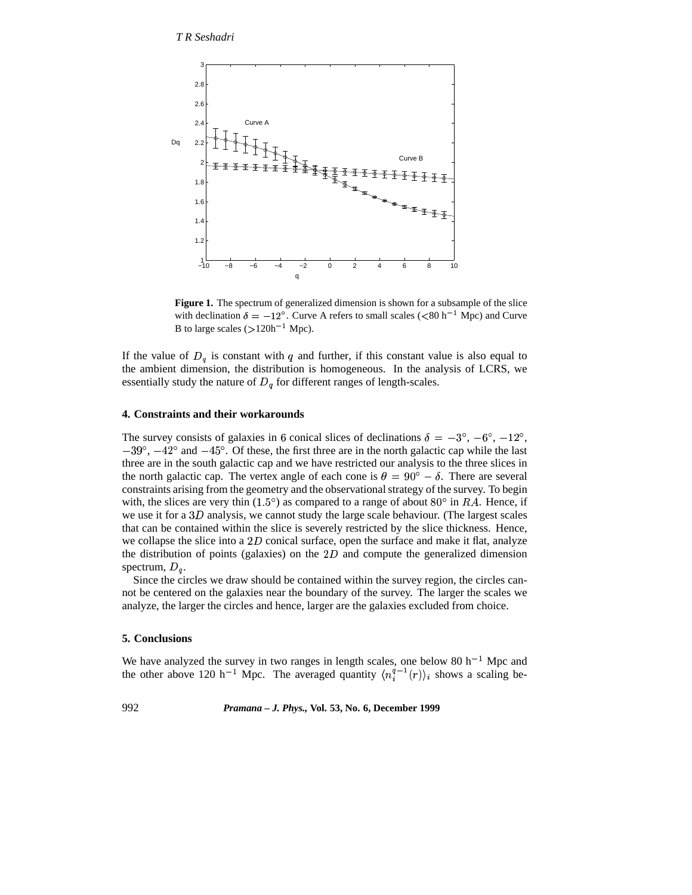**Figure 1.** The spectrum of generalized dimension is shown for a subsample of the slice with declination $\delta = -12°$. Curve A refers to small scales ($<$80 h$^{-1}$ Mpc) and Curve B to large scales ($>$120h$^{-1}$ Mpc).

If the value of $D_q$ is constant with $q$ and further, if this constant value is also equal to the ambient dimension, the distribution is homogeneous. In the analysis of LCRS, we essentially study the nature of $D_q$ for different ranges of length-scales.

## 4. Constraints and their workarounds

The survey consists of galaxies in 6 conical slices of declinations $\delta = -3°$, $-6°$, $-12°$, $-39°$, $-42°$ and $-45°$. Of these, the first three are in the north galactic cap while the last three are in the south galactic cap and we have restricted our analysis to the three slices in the north galactic cap. The vertex angle of each cone is $\theta = 90° - \delta$. There are several constraints arising from the geometry and the observational strategy of the survey. To begin with, the slices are very thin ($1.5°$) as compared to a range of about $80°$ in $RA$. Hence, if we use it for a $3D$ analysis, we cannot study the large scale behaviour. (The largest scales that can be contained within the slice is severely restricted by the slice thickness. Hence, we collapse the slice into a $2D$ conical surface, open the surface and make it flat, analyze the distribution of points (galaxies) on the $2D$ and compute the generalized dimension spectrum, $D_q$.

Since the circles we draw should be contained within the survey region, the circles cannot be centered on the galaxies near the boundary of the survey. The larger the scales we analyze, the larger the circles and hence, larger are the galaxies excluded from choice.

## 5. Conclusions

We have analyzed the survey in two ranges in length scales, one below 80 h$^{-1}$ Mpc and the other above 120 h$^{-1}$ Mpc. The averaged quantity $\langle n_i^{q-1}(r) \rangle_i$ shows a scaling be-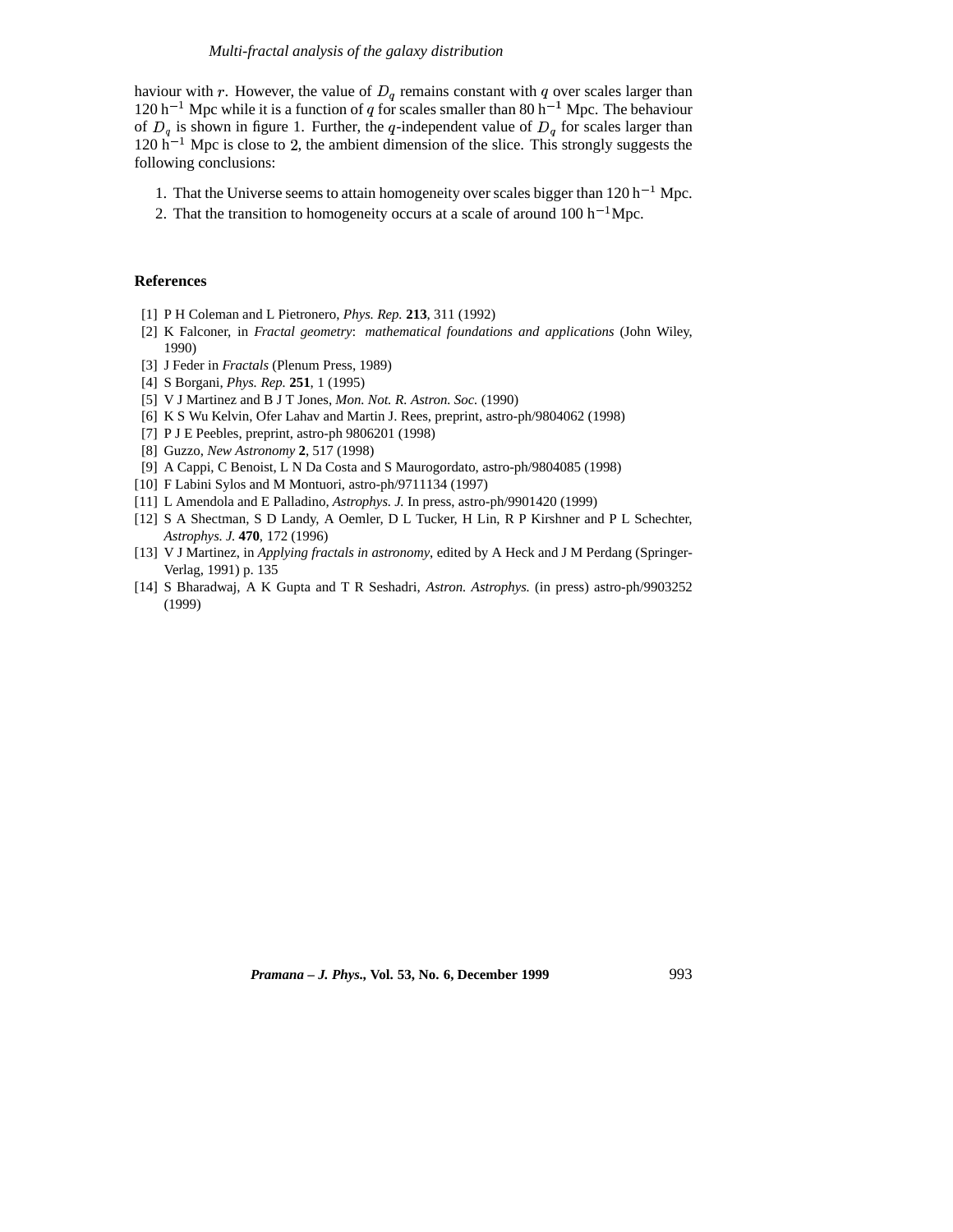haviour with $r$. However, the value of $D_q$ remains constant with $q$ over scales larger than 120 $h^{-1}$ Mpc while it is a function of $q$ for scales smaller than 80 $h^{-1}$ Mpc. The behaviour of $D_q$ is shown in figure 1. Further, the $q$-independent value of $D_q$ for scales larger than 120 $h^{-1}$ Mpc is close to 2, the ambient dimension of the slice. This strongly suggests the following conclusions:

1. That the Universe seems to attain homogeneity over scales bigger than 120 $h^{-1}$ Mpc.
2. That the transition to homogeneity occurs at a scale of around 100 $h^{-1}$Mpc.

## References

[1] P H Coleman and L Pietronero, *Phys. Rep.* **213**, 311 (1992)

[2] K Falconer, in *Fractal geometry*: *mathematical foundations and applications* (John Wiley, 1990)

[3] J Feder in *Fractals* (Plenum Press, 1989)

[4] S Borgani, *Phys. Rep.* **251**, 1 (1995)

[5] V J Martinez and B J T Jones, *Mon. Not. R. Astron. Soc.* (1990)

[6] K S Wu Kelvin, Ofer Lahav and Martin J. Rees, preprint, astro-ph/9804062 (1998)

[7] P J E Peebles, preprint, astro-ph 9806201 (1998)

[8] Guzzo, *New Astronomy* **2**, 517 (1998)

[9] A Cappi, C Benoist, L N Da Costa and S Maurogordato, astro-ph/9804085 (1998)

[10] F Labini Sylos and M Montuori, astro-ph/9711134 (1997)

[11] L Amendola and E Palladino, *Astrophys. J.* In press, astro-ph/9901420 (1999)

[12] S A Shectman, S D Landy, A Oemler, D L Tucker, H Lin, R P Kirshner and P L Schechter, *Astrophys. J.* **470**, 172 (1996)

[13] V J Martinez, in *Applying fractals in astronomy*, edited by A Heck and J M Perdang (Springer-Verlag, 1991) p. 135

[14] S Bharadwaj, A K Gupta and T R Seshadri, *Astron. Astrophys.* (in press) astro-ph/9903252 (1999)